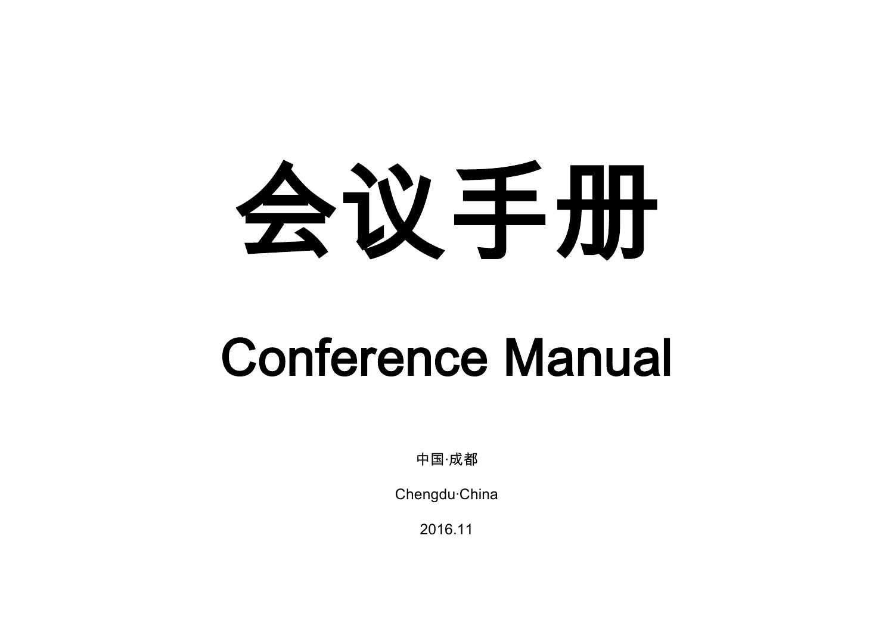# 会议手册

# Conference Manual

中国·成都

Chengdu·China

2016.11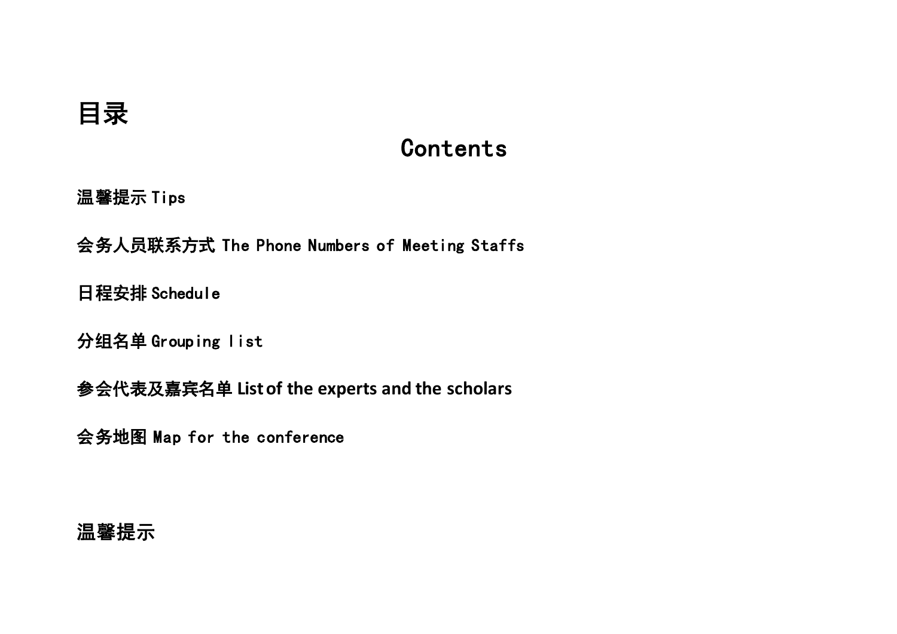# 目录

## Contents

**温馨提示 Tips**

**会务人员联系方式 The Phone Numbers of Meeting Staffs**

**日程安排 Schedule**

**分组名单 Grouping list**

**参会代表及嘉宾名单 List of the experts and the scholars**

**会务地图 Map for the conference**

# 温馨提示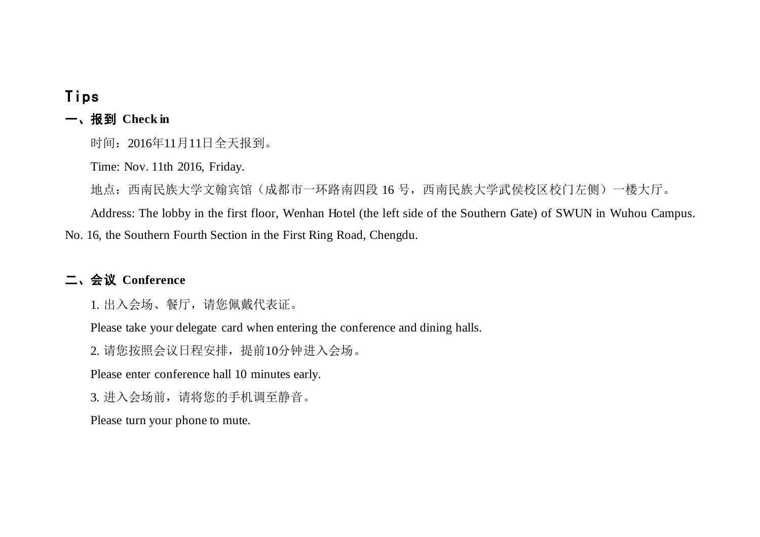# Tips

## 一、报到 Check in

时间：2016年11月11日全天报到。

Time: Nov. 11th 2016, Friday.

地点：西南民族大学文翰宾馆（成都市一环路南四段 16 号，西南民族大学武侯校区校门左侧）一楼大厅。

Address: The lobby in the first floor, Wenhan Hotel (the left side of the Southern Gate) of SWUN in Wuhou Campus. No. 16, the Southern Fourth Section in the First Ring Road, Chengdu.

## 二、会议 Conference

1. 出入会场、餐厅，请您佩戴代表证。

Please take your delegate card when entering the conference and dining halls.

2. 请您按照会议日程安排，提前10分钟进入会场。

Please enter conference hall 10 minutes early.

3. 进入会场前，请将您的手机调至静音。

Please turn your phone to mute.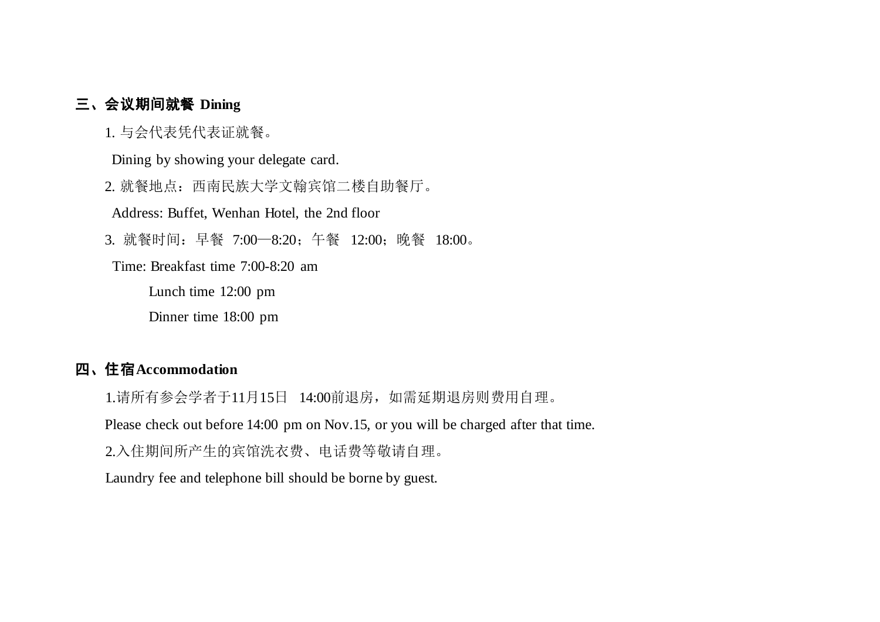## 三、会议期间就餐 Dining

1. 与会代表凭代表证就餐。

Dining by showing your delegate card.

2. 就餐地点：西南民族大学文翰宾馆二楼自助餐厅。

Address: Buffet, Wenhan Hotel, the 2nd floor

3. 就餐时间：早餐 7:00—8:20；午餐 12:00；晚餐 18:00。

Time: Breakfast time 7:00-8:20 am

Lunch time 12:00 pm

Dinner time 18:00 pm

## 四、住宿Accommodation

1.请所有参会学者于11月15日 14:00前退房，如需延期退房则费用自理。

Please check out before 14:00 pm on Nov.15, or you will be charged after that time.

2.入住期间所产生的宾馆洗衣费、电话费等敬请自理。

Laundry fee and telephone bill should be borne by guest.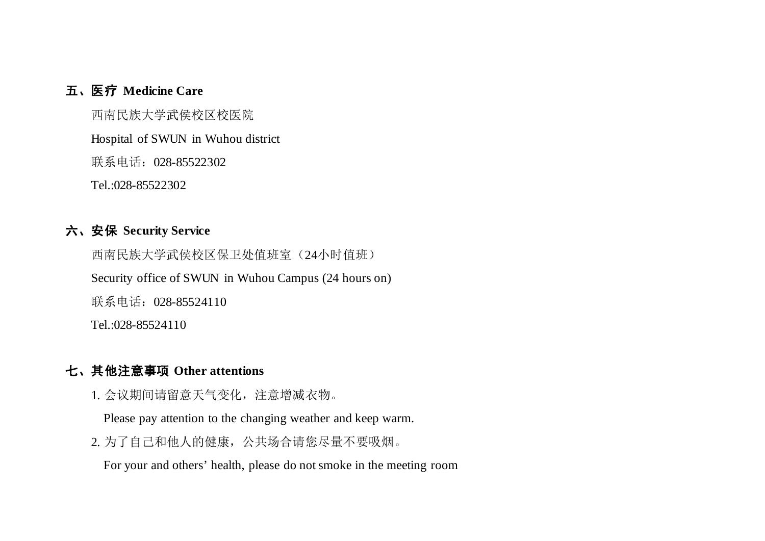## 五、医疗 Medicine Care

西南民族大学武侯校区校医院

Hospital of SWUN in Wuhou district

联系电话：028-85522302

Tel.:028-85522302

## 六、安保 Security Service

西南民族大学武侯校区保卫处值班室（24小时值班）

Security office of SWUN in Wuhou Campus (24 hours on)

联系电话：028-85524110

Tel.:028-85524110

## 七、其他注意事项 Other attentions

1. 会议期间请留意天气变化，注意增减衣物。

   Please pay attention to the changing weather and keep warm.

2. 为了自己和他人的健康，公共场合请您尽量不要吸烟。

   For your and others' health, please do not smoke in the meeting room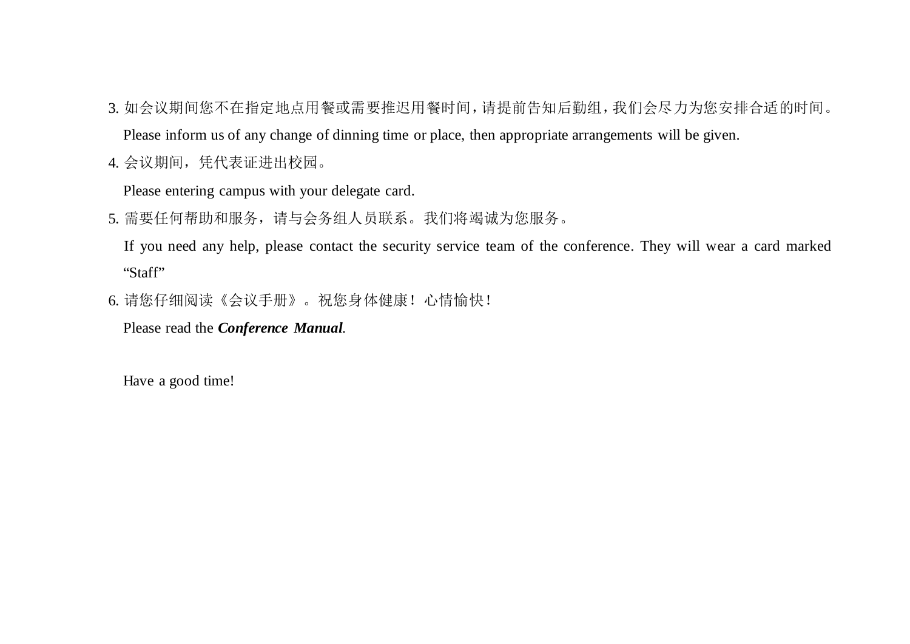3. 如会议期间您不在指定地点用餐或需要推迟用餐时间，请提前告知后勤组，我们会尽力为您安排合适的时间。

   Please inform us of any change of dinning time or place, then appropriate arrangements will be given.

4. 会议期间，凭代表证进出校园。

   Please entering campus with your delegate card.

5. 需要任何帮助和服务，请与会务组人员联系。我们将竭诚为您服务。

   If you need any help, please contact the security service team of the conference. They will wear a card marked “Staff”

6. 请您仔细阅读《会议手册》。祝您身体健康！心情愉快！

   Please read the ***Conference Manual***.

   Have a good time!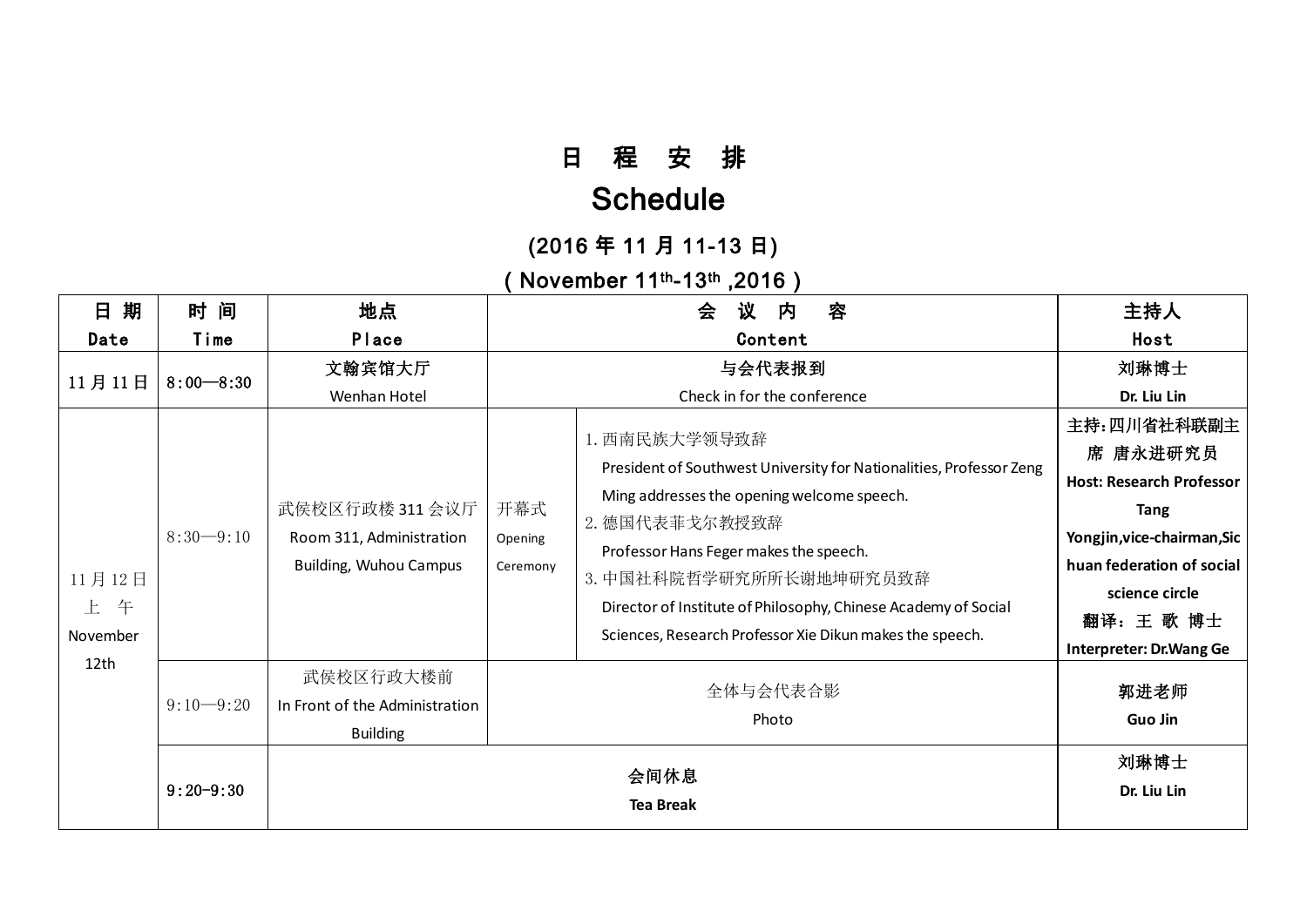# 日 程 安 排

# Schedule

## (2016 年 11 月 11-13 日)

## (November 11th-13th ,2016)

| 日 期<br>Date | 时 间<br>Time | 地点<br>Place | 会 议 内 容<br>Content | | 主持人<br>Host |
|---|---|---|---|---|---|
| 11 月 11 日 | 8:00—8:30 | 文翰宾馆大厅<br>Wenhan Hotel | 与会代表报到<br>Check in for the conference | | **刘琳博士**<br>**Dr. Liu Lin** |
| 11 月 12 日<br>上 午<br>November 12th | 8:30—9:10 | 武侯校区行政楼 311 会议厅<br>Room 311, Administration Building, Wuhou Campus | 开幕式<br>Opening Ceremony | 1. 西南民族大学领导致辞<br>President of Southwest University for Nationalities, Professor Zeng Ming addresses the opening welcome speech.<br>2. 德国代表菲戈尔教授致辞<br>Professor Hans Feger makes the speech.<br>3. 中国社科院哲学研究所所长谢地坤研究员致辞<br>Director of Institute of Philosophy, Chinese Academy of Social Sciences, Research Professor Xie Dikun makes the speech. | **主持:四川省社科联副主席 唐永进研究员**<br>**Host: Research Professor Tang Yongjin,vice-chairman,Sichuan federation of social science circle**<br>**翻译:王 歌 博士**<br>**Interpreter: Dr.Wang Ge** |
| | 9:10—9:20 | 武侯校区行政大楼前<br>In Front of the Administration Building | 全体与会代表合影<br>Photo | | **郭进老师**<br>**Guo Jin** |
| | **9:20-9:30** | **会间休息**<br>**Tea Break** | | | **刘琳博士**<br>**Dr. Liu Lin** |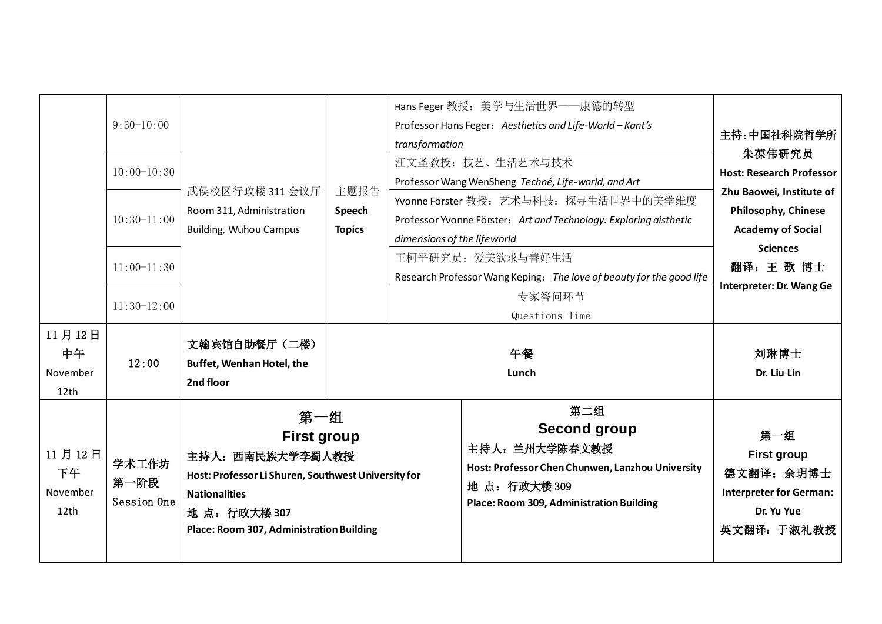| | | | | | |
|---|---|---|---|---|---|
| | 9:30-10:00 | 武侯校区行政楼 311 会议厅<br>Room 311, Administration Building, Wuhou Campus | 主题报告<br>**Speech Topics** | Hans Feger 教授：美学与生活世界——康德的转型<br>Professor Hans Feger：*Aesthetics and Life-World – Kant's transformation* | **主持：中国社科院哲学所朱葆伟研究员**<br>**Host: Research Professor Zhu Baowei, Institute of Philosophy, Chinese Academy of Social Sciences**<br>**翻译：王 歌 博士**<br>**Interpreter: Dr. Wang Ge** |
| | 10:00-10:30 | | | 汪文圣教授：技艺、生活艺术与技术<br>Professor Wang WenSheng *Techné, Life-world, and Art* | |
| | 10:30-11:00 | | | Yvonne Förster 教授：艺术与科技：探寻生活世界中的美学维度<br>Professor Yvonne Förster：*Art and Technology: Exploring aisthetic dimensions of the lifeworld* | |
| | 11:00-11:30 | | | 王柯平研究员：爱美欲求与善好生活<br>Research Professor Wang Keping：*The love of beauty for the good life* | |
| | 11:30-12:00 | | | 专家答问环节<br>Questions Time | |
| 11 月 12 日<br>中午<br>November 12th | 12:00 | **文翰宾馆自助餐厅（二楼）**<br>**Buffet, Wenhan Hotel, the 2nd floor** | **午餐**<br>**Lunch** | | **刘琳博士**<br>**Dr. Liu Lin** |
| 11 月 12 日<br>下午<br>November 12th | 学术工作坊<br>第一阶段<br>Session One | **第一组**<br>**First group**<br>**主持人：西南民族大学李蜀人教授**<br>**Host: Professor Li Shuren, Southwest University for Nationalities**<br>**地 点：行政大楼 307**<br>**Place: Room 307, Administration Building** | | **第二组**<br>**Second group**<br>**主持人：兰州大学陈春文教授**<br>**Host: Professor Chen Chunwen, Lanzhou University**<br>**地 点：行政大楼 309**<br>**Place: Room 309, Administration Building** | **第一组**<br>**First group**<br>**德文翻译：余玥博士**<br>**Interpreter for German: Dr. Yu Yue**<br>**英文翻译：于淑礼教授** |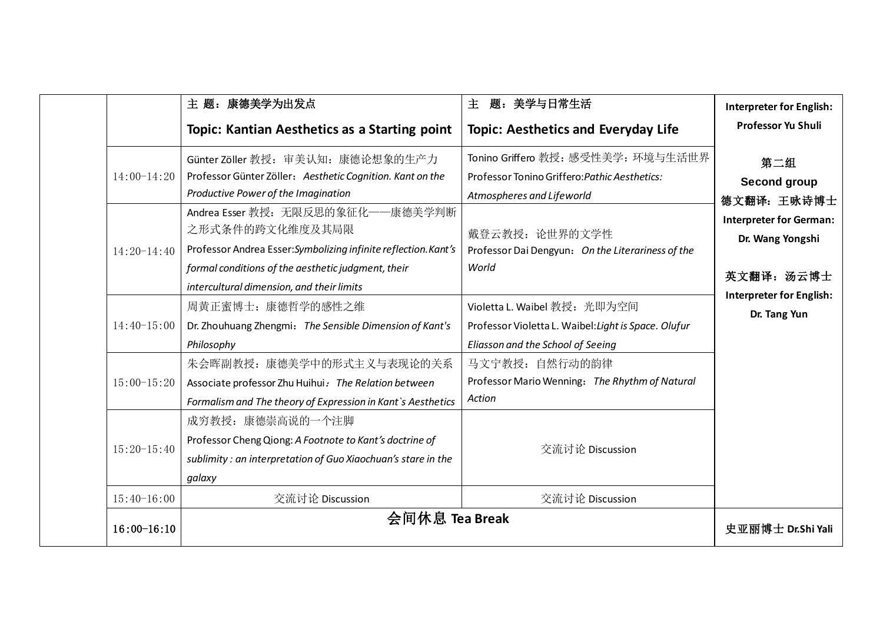|  |  | 主 题：康德美学为出发点<br>**Topic: Kantian Aesthetics as a Starting point** | 主 题：美学与日常生活<br>**Topic: Aesthetics and Everyday Life** | **Interpreter for English: Professor Yu Shuli**<br><br>**第二组**<br>**Second group**<br>**德文翻译：王咏诗博士**<br>**Interpreter for German: Dr. Wang Yongshi**<br><br>**英文翻译：汤云博士**<br>**Interpreter for English: Dr. Tang Yun** |
|---|---|---|---|---|
|  | 14:00-14:20 | Günter Zöller 教授：审美认知：康德论想象的生产力<br>Professor Günter Zöller：*Aesthetic Cognition. Kant on the Productive Power of the Imagination* | Tonino Griffero 教授：感受性美学：环境与生活世界<br>Professor Tonino Griffero:*Pathic Aesthetics: Atmospheres and Lifeworld* |  |
|  | 14:20-14:40 | Andrea Esser 教授：无限反思的象征化——康德美学判断之形式条件的跨文化维度及其局限<br>Professor Andrea Esser:*Symbolizing infinite reflection.Kant's formal conditions of the aesthetic judgment, their intercultural dimension, and their limits* | 戴登云教授：论世界的文学性<br>Professor Dai Dengyun：*On the Literariness of the World* |  |
|  | 14:40-15:00 | 周黄正蜜博士：康德哲学的感性之维<br>Dr. Zhouhuang Zhengmi：*The Sensible Dimension of Kant's Philosophy* | Violetta L. Waibel 教授：光即为空间<br>Professor Violetta L. Waibel:*Light is Space. Olufur Eliasson and the School of Seeing* |  |
|  | 15:00-15:20 | 朱会晖副教授：康德美学中的形式主义与表现论的关系<br>Associate professor Zhu Huihui*：The Relation between Formalism and The theory of Expression in Kant`s Aesthetics* | 马文宁教授：自然行动的韵律<br>Professor Mario Wenning：*The Rhythm of Natural Action* |  |
|  | 15:20-15:40 | 成穷教授：康德崇高说的一个注脚<br>Professor Cheng Qiong: *A Footnote to Kant's doctrine of sublimity : an interpretation of Guo Xiaochuan's stare in the galaxy* | 交流讨论 Discussion |  |
|  | 15:40-16:00 | 交流讨论 Discussion | 交流讨论 Discussion |  |
|  | **16:00-16:10** | **会间休息 Tea Break** |  | **史亚丽博士 Dr.Shi Yali** |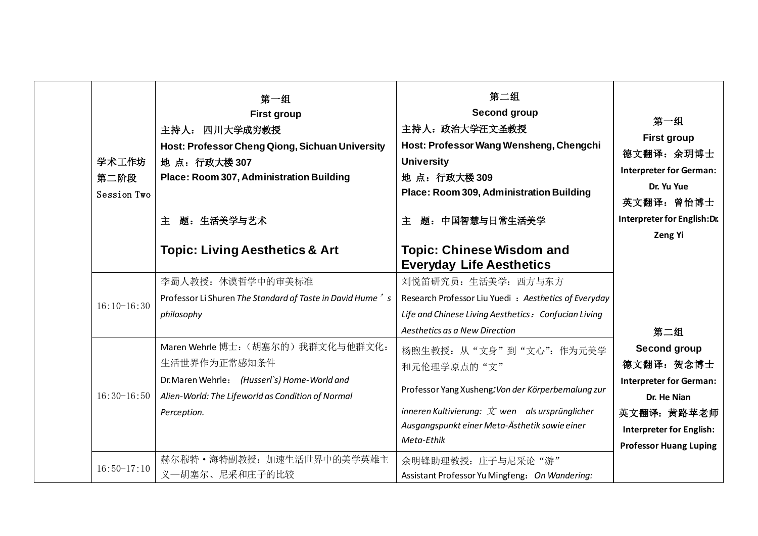| | | | | |
|---|---|---|---|---|
| | 学术工作坊<br>第二阶段<br>Session Two | 第一组<br>**First group**<br>**主持人：四川大学成穷教授**<br>**Host: Professor Cheng Qiong, Sichuan University**<br>**地 点：行政大楼 307**<br>**Place: Room 307, Administration Building**<br><br>**主 题：生活美学与艺术**<br>**Topic: Living Aesthetics & Art** | 第二组<br>**Second group**<br>**主持人：政治大学汪文圣教授**<br>**Host: Professor Wang Wensheng, Chengchi University**<br>**地 点：行政大楼 309**<br>**Place: Room 309, Administration Building**<br><br>**主 题：中国智慧与日常生活美学**<br>**Topic: Chinese Wisdom and Everyday Life Aesthetics** | 第一组<br>**First group**<br>**德文翻译：余玥博士**<br>**Interpreter for German: Dr. Yu Yue**<br>**英文翻译：曾怡博士**<br>**Interpreter for English:Dr. Zeng Yi**<br><br>第二组<br>**Second group**<br>**德文翻译：贺念博士**<br>**Interpreter for German: Dr. He Nian**<br>**英文翻译：黄路苹老师**<br>**Interpreter for English: Professor Huang Luping** |
| | 16:10-16:30 | 李蜀人教授：休谟哲学中的审美标准<br>Professor Li Shuren *The Standard of Taste in David Hume's philosophy* | 刘悦笛研究员：生活美学：西方与东方<br>Research Professor Liu Yuedi：*Aesthetics of Everyday Life and Chinese Living Aesthetics：Confucian Living Aesthetics as a New Direction* | |
| | 16:30-16:50 | Maren Wehrle 博士：（胡塞尔的）我群文化与他群文化：生活世界作为正常感知条件<br>Dr.Maren Wehrle： *(Husserl`s) Home-World and Alien-World: The Lifeworld as Condition of Normal Perception.* | 杨煦生教授：从“文身”到“文心”：作为元美学和元伦理学原点的“文”<br>Professor Yang Xusheng:*Von der Körperbemalung zur inneren Kultivierung: 文 wen als ursprünglicher Ausgangspunkt einer Meta-Ästhetik sowie einer Meta-Ethik* | |
| | 16:50-17:10 | 赫尔穆特·海特副教授：加速生活世界中的美学英雄主义—胡塞尔、尼采和庄子的比较 | 余明锋助理教授：庄子与尼采论“游”<br>Assistant Professor Yu Mingfeng：*On Wandering:* | |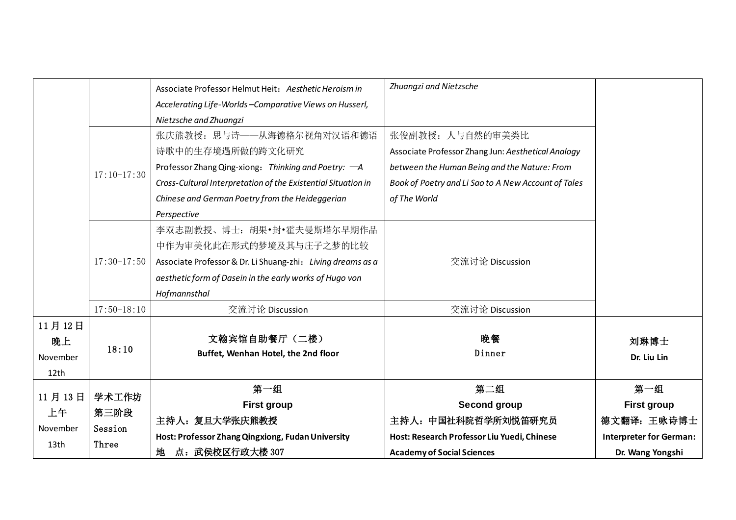| | | | | |
|---|---|---|---|---|
| | | Associate Professor Helmut Heit：*Aesthetic Heroism in Accelerating Life-Worlds –Comparative Views on Husserl, Nietzsche and Zhuangzi* | *Zhuangzi and Nietzsche* | |
| | 17:10-17:30 | 张庆熊教授：思与诗——从海德格尔视角对汉语和德语诗歌中的生存境遇所做的跨文化研究<br>Professor Zhang Qing-xiong：*Thinking and Poetry: —A Cross-Cultural Interpretation of the Existential Situation in Chinese and German Poetry from the Heideggerian Perspective* | 张俊副教授：人与自然的审美类比<br>Associate Professor Zhang Jun: *Aesthetical Analogy between the Human Being and the Nature: From Book of Poetry and Li Sao to A New Account of Tales of The World* | |
| | 17:30-17:50 | 李双志副教授、博士：胡果•封•霍夫曼斯塔尔早期作品中作为审美化此在形式的梦境及其与庄子之梦的比较<br>Associate Professor & Dr. Li Shuang-zhi：*Living dreams as a aesthetic form of Dasein in the early works of Hugo von Hofmannsthal* | 交流讨论 Discussion | |
| | 17:50-18:10 | 交流讨论 Discussion | 交流讨论 Discussion | |
| 11 月 12 日<br>晚上<br>November 12th | **18:10** | **文翰宾馆自助餐厅（二楼）**<br>**Buffet, Wenhan Hotel, the 2nd floor** | **晚餐**<br>Dinner | **刘琳博士**<br>**Dr. Liu Lin** |
| 11 月 13 日<br>上午<br>November 13th | 学术工作坊第三阶段<br>Session Three | **第一组**<br>**First group**<br>**主持人：复旦大学张庆熊教授**<br>**Host: Professor Zhang Qingxiong, Fudan University**<br>**地　点：武侯校区行政大楼 307** | **第二组**<br>**Second group**<br>**主持人：中国社科院哲学所刘悦笛研究员**<br>**Host: Research Professor Liu Yuedi, Chinese Academy of Social Sciences** | **第一组**<br>**First group**<br>**德文翻译：王咏诗博士**<br>**Interpreter for German: Dr. Wang Yongshi** |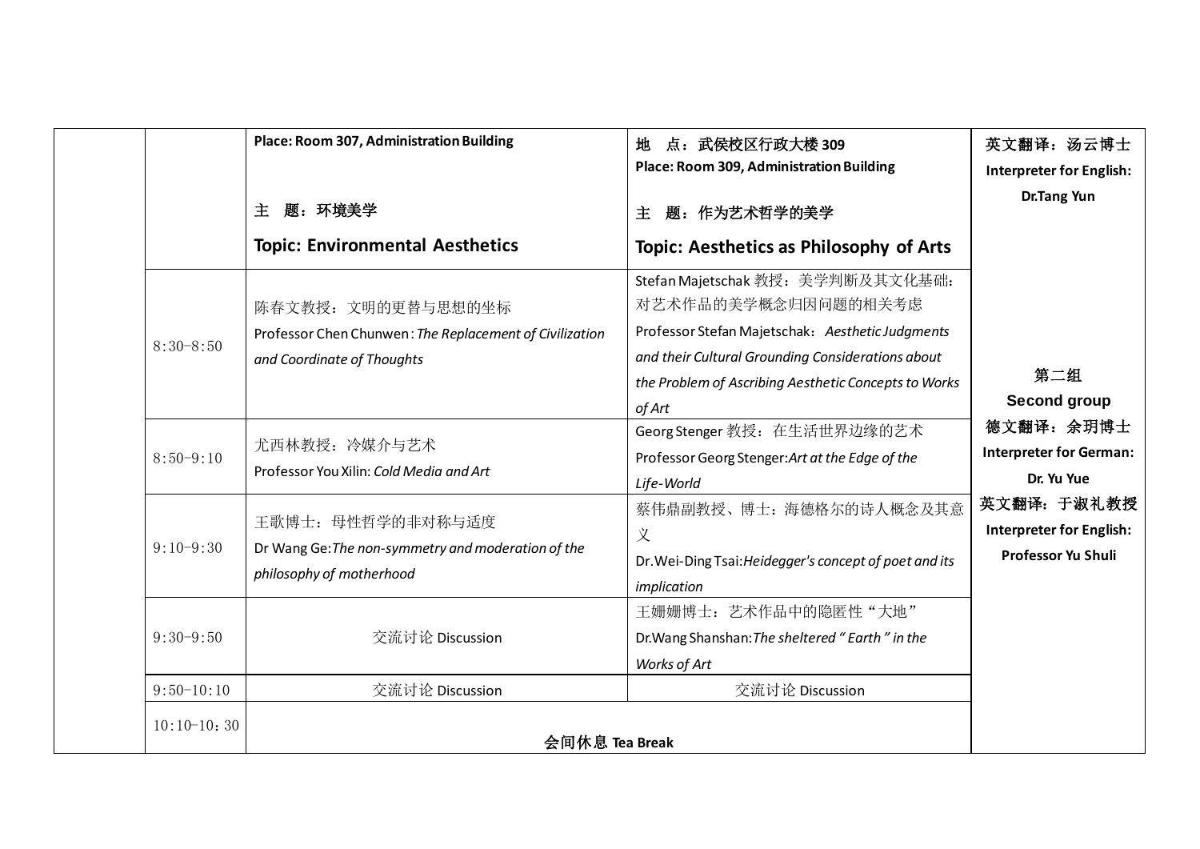| | | | | |
|---|---|---|---|---|
| | | **Place: Room 307, Administration Building**<br><br>**主　题：环境美学**<br>**Topic: Environmental Aesthetics** | **地　点：武侯校区行政大楼 309**<br>**Place: Room 309, Administration Building**<br><br>**主　题：作为艺术哲学的美学**<br>**Topic: Aesthetics as Philosophy of Arts** | **英文翻译：汤云博士**<br>**Interpreter for English: Dr.Tang Yun** |
| | 8:30-8:50 | 陈春文教授：文明的更替与思想的坐标<br>Professor Chen Chunwen: *The Replacement of Civilization and Coordinate of Thoughts* | Stefan Majetschak 教授：美学判断及其文化基础：对艺术作品的美学概念归因问题的相关考虑<br>Professor Stefan Majetschak: *Aesthetic Judgments and their Cultural Grounding Considerations about the Problem of Ascribing Aesthetic Concepts to Works of Art* | **第二组**<br>**Second group**<br>**德文翻译：余玥博士**<br>**Interpreter for German: Dr. Yu Yue**<br>**英文翻译：于淑礼教授**<br>**Interpreter for English: Professor Yu Shuli** |
| | 8:50-9:10 | 尤西林教授：冷媒介与艺术<br>Professor You Xilin: *Cold Media and Art* | Georg Stenger 教授：在生活世界边缘的艺术<br>Professor Georg Stenger: *Art at the Edge of the Life-World* | |
| | 9:10-9:30 | 王歌博士：母性哲学的非对称与适度<br>Dr Wang Ge: *The non-symmetry and moderation of the philosophy of motherhood* | 蔡伟鼎副教授、博士：海德格尔的诗人概念及其意义<br>Dr.Wei-Ding Tsai: *Heidegger's concept of poet and its implication* | |
| | 9:30-9:50 | 交流讨论 Discussion | 王姗姗博士：艺术作品中的隐匿性"大地"<br>Dr.Wang Shanshan: *The sheltered " Earth " in the Works of Art* | |
| | 9:50-10:10 | 交流讨论 Discussion | 交流讨论 Discussion | |
| | 10:10-10:30 | **会间休息 Tea Break** | | |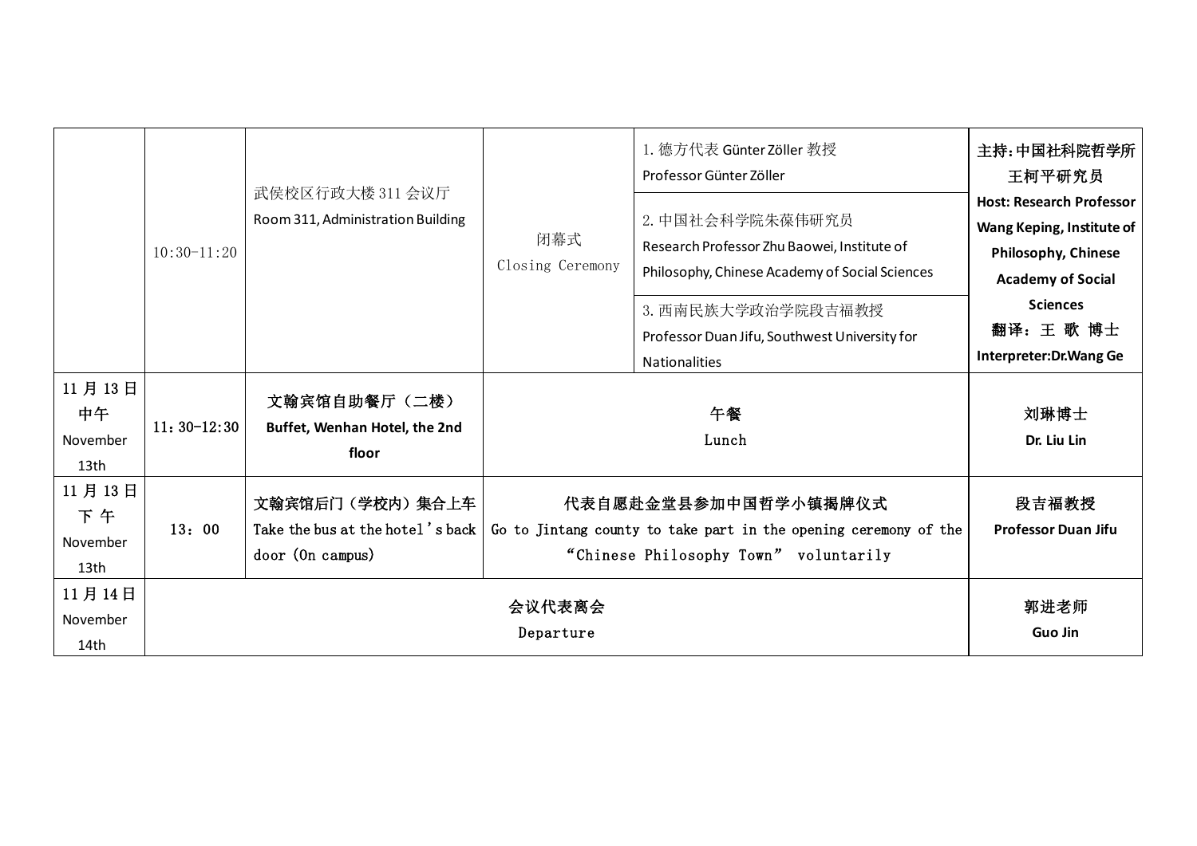| | | | | | |
|---|---|---|---|---|---|
| | 10:30-11:20 | 武侯校区行政大楼 311 会议厅<br>Room 311, Administration Building | 闭幕式<br>Closing Ceremony | 1. 德方代表 Günter Zöller 教授<br>Professor Günter Zöller<br>2. 中国社会科学院朱葆伟研究员<br>Research Professor Zhu Baowei, Institute of Philosophy, Chinese Academy of Social Sciences<br>3. 西南民族大学政治学院段吉福教授<br>Professor Duan Jifu, Southwest University for Nationalities | **主持：中国社科院哲学所王柯平研究员**<br>**Host: Research Professor Wang Keping, Institute of Philosophy, Chinese Academy of Social Sciences**<br>**翻译：王 歌 博士**<br>**Interpreter:Dr.Wang Ge** |
| 11 月 13 日<br>中午<br>November 13th | 11：30-12:30 | **文翰宾馆自助餐厅（二楼）**<br>**Buffet, Wenhan Hotel, the 2nd floor** | **午餐**<br>Lunch | | **刘琳博士**<br>**Dr. Liu Lin** |
| 11 月 13 日<br>下 午<br>November 13th | 13：00 | **文翰宾馆后门（学校内）集合上车**<br>Take the bus at the hotel's back door (On campus) | **代表自愿赴金堂县参加中国哲学小镇揭牌仪式**<br>Go to Jintang county to take part in the opening ceremony of the "Chinese Philosophy Town" voluntarily | | **段吉福教授**<br>**Professor Duan Jifu** |
| 11 月 14 日<br>November 14th | **会议代表离会**<br>Departure | | | | **郭进老师**<br>**Guo Jin** |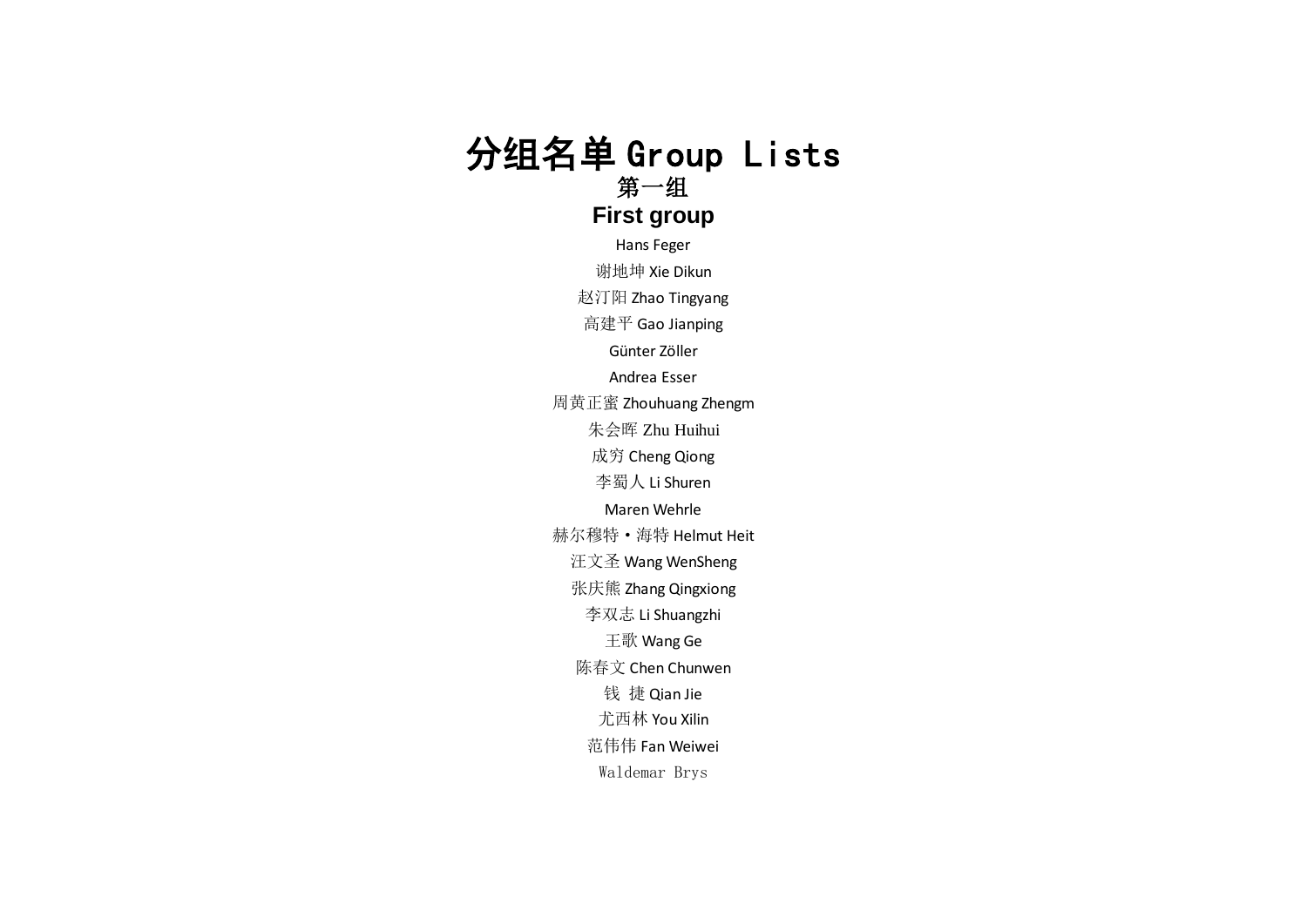# 分组名单 Group Lists

## 第一组

## First group

Hans Feger

谢地坤 Xie Dikun

赵汀阳 Zhao Tingyang

高建平 Gao Jianping

Günter Zöller

Andrea Esser

周黄正蜜 Zhouhuang Zhengm

朱会晖 Zhu Huihui

成穷 Cheng Qiong

李蜀人 Li Shuren

Maren Wehrle

赫尔穆特・海特 Helmut Heit

汪文圣 Wang WenSheng

张庆熊 Zhang Qingxiong

李双志 Li Shuangzhi

王歌 Wang Ge

陈春文 Chen Chunwen

钱 捷 Qian Jie

尤西林 You Xilin

范伟伟 Fan Weiwei

Waldemar Brys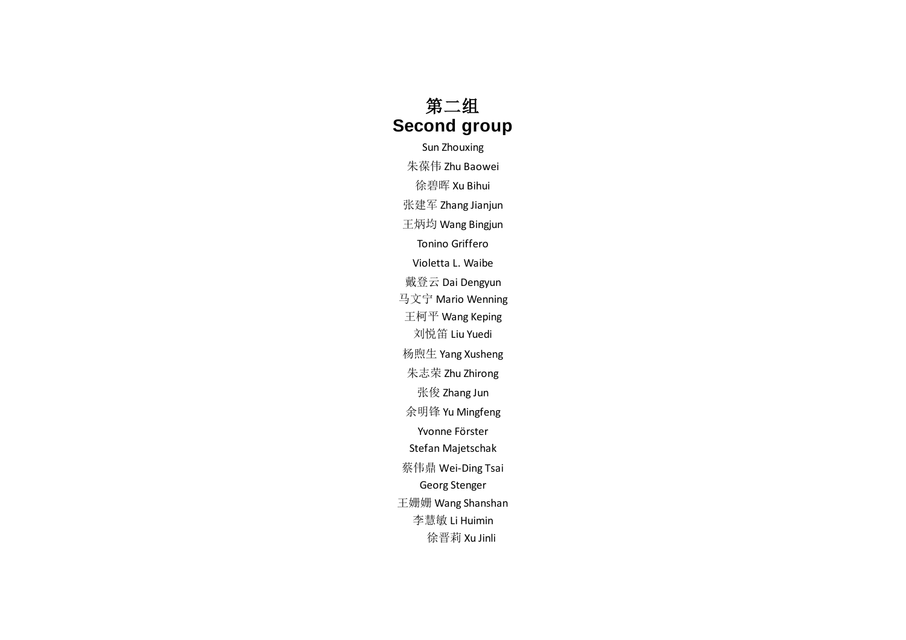# 第二组
# Second group

Sun Zhouxing

朱葆伟 Zhu Baowei

徐碧晖 Xu Bihui

张建军 Zhang Jianjun

王炳均 Wang Bingjun

Tonino Griffero

Violetta L. Waibe

戴登云 Dai Dengyun

马文宁 Mario Wenning

王柯平 Wang Keping

刘悦笛 Liu Yuedi

杨煦生 Yang Xusheng

朱志荣 Zhu Zhirong

张俊 Zhang Jun

余明锋 Yu Mingfeng

Yvonne Förster

Stefan Majetschak

蔡伟鼎 Wei-Ding Tsai

Georg Stenger

王姗姗 Wang Shanshan

李慧敏 Li Huimin

徐晋莉 Xu Jinli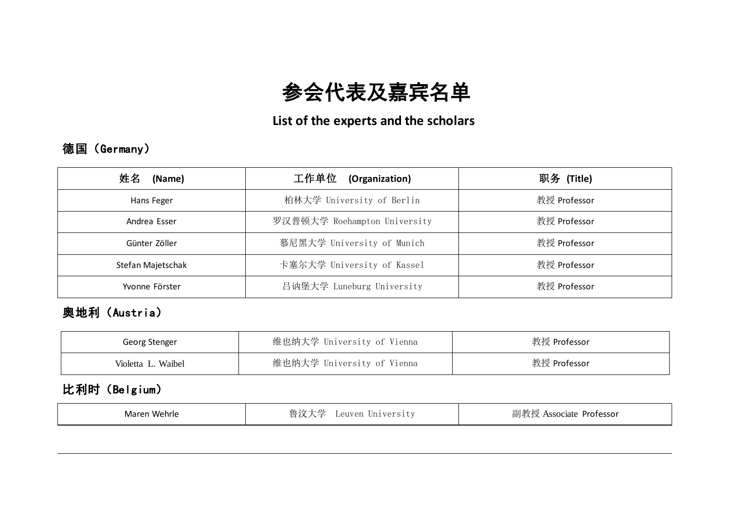# 参会代表及嘉宾名单

## List of the experts and the scholars

### 德国（Germany）

| 姓名 (Name) | 工作单位 (Organization) | 职务 (Title) |
| --- | --- | --- |
| Hans Feger | 柏林大学 University of Berlin | 教授 Professor |
| Andrea Esser | 罗汉普顿大学 Roehampton University | 教授 Professor |
| Günter Zöller | 慕尼黑大学 University of Munich | 教授 Professor |
| Stefan Majetschak | 卡塞尔大学 University of Kassel | 教授 Professor |
| Yvonne Förster | 吕讷堡大学 Luneburg University | 教授 Professor |

### 奥地利（Austria）

| 姓名 (Name) | 工作单位 (Organization) | 职务 (Title) |
| --- | --- | --- |
| Georg Stenger | 维也纳大学 University of Vienna | 教授 Professor |
| Violetta L. Waibel | 维也纳大学 University of Vienna | 教授 Professor |

### 比利时（Belgium）

| 姓名 (Name) | 工作单位 (Organization) | 职务 (Title) |
| --- | --- | --- |
| Maren Wehrle | 鲁汶大学 Leuven University | 副教授 Associate Professor |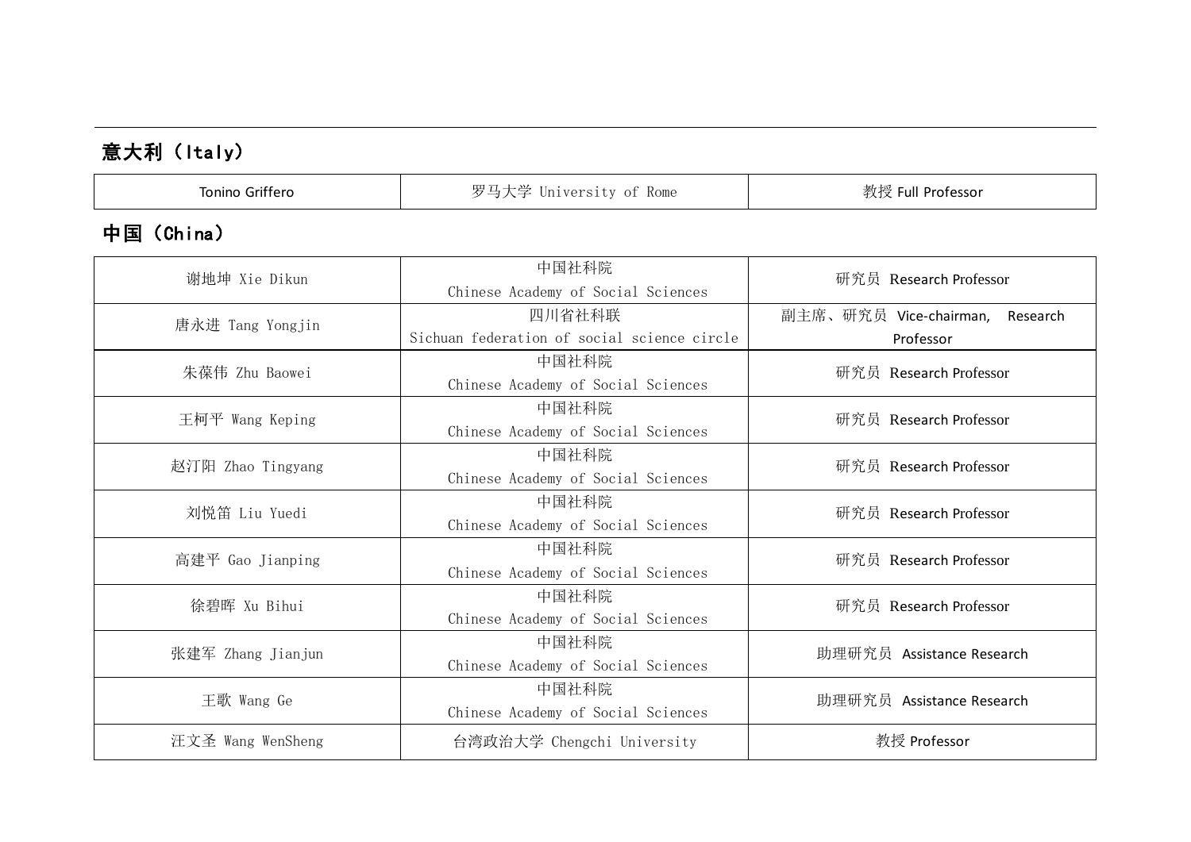## 意大利（Italy）

| Tonino Griffero | 罗马大学 University of Rome | 教授 Full Professor |
|---|---|---|

## 中国（China）

| 谢地坤 Xie Dikun | 中国社科院 Chinese Academy of Social Sciences | 研究员 Research Professor |
|---|---|---|
| 唐永进 Tang Yongjin | 四川省社科联 Sichuan federation of social science circle | 副主席、研究员 Vice-chairman, Research Professor |
| 朱葆伟 Zhu Baowei | 中国社科院 Chinese Academy of Social Sciences | 研究员 Research Professor |
| 王柯平 Wang Keping | 中国社科院 Chinese Academy of Social Sciences | 研究员 Research Professor |
| 赵汀阳 Zhao Tingyang | 中国社科院 Chinese Academy of Social Sciences | 研究员 Research Professor |
| 刘悦笛 Liu Yuedi | 中国社科院 Chinese Academy of Social Sciences | 研究员 Research Professor |
| 高建平 Gao Jianping | 中国社科院 Chinese Academy of Social Sciences | 研究员 Research Professor |
| 徐碧晖 Xu Bihui | 中国社科院 Chinese Academy of Social Sciences | 研究员 Research Professor |
| 张建军 Zhang Jianjun | 中国社科院 Chinese Academy of Social Sciences | 助理研究员 Assistance Research |
| 王歌 Wang Ge | 中国社科院 Chinese Academy of Social Sciences | 助理研究员 Assistance Research |
| 汪文圣 Wang WenSheng | 台湾政治大学 Chengchi University | 教授 Professor |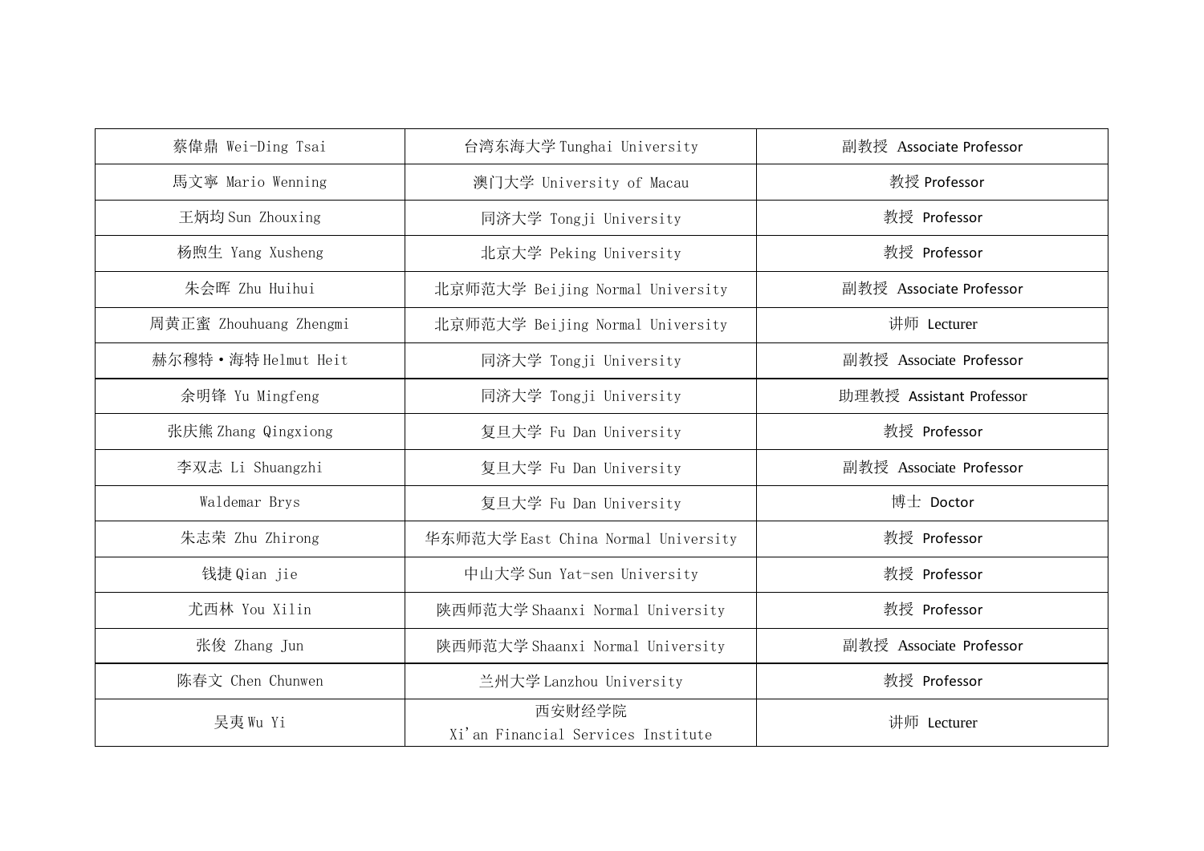| | | |
|---|---|---|
| 蔡偉鼎 Wei-Ding Tsai | 台湾东海大学 Tunghai University | 副教授 Associate Professor |
| 馬文寧 Mario Wenning | 澳门大学 University of Macau | 教授 Professor |
| 王炳均 Sun Zhouxing | 同济大学 Tongji University | 教授 Professor |
| 杨煦生 Yang Xusheng | 北京大学 Peking University | 教授 Professor |
| 朱会晖 Zhu Huihui | 北京师范大学 Beijing Normal University | 副教授 Associate Professor |
| 周黄正蜜 Zhouhuang Zhengmi | 北京师范大学 Beijing Normal University | 讲师 Lecturer |
| 赫尔穆特·海特 Helmut Heit | 同济大学 Tongji University | 副教授 Associate Professor |
| 余明锋 Yu Mingfeng | 同济大学 Tongji University | 助理教授 Assistant Professor |
| 张庆熊 Zhang Qingxiong | 复旦大学 Fu Dan University | 教授 Professor |
| 李双志 Li Shuangzhi | 复旦大学 Fu Dan University | 副教授 Associate Professor |
| Waldemar Brys | 复旦大学 Fu Dan University | 博士 Doctor |
| 朱志荣 Zhu Zhirong | 华东师范大学 East China Normal University | 教授 Professor |
| 钱捷 Qian jie | 中山大学 Sun Yat-sen University | 教授 Professor |
| 尤西林 You Xilin | 陕西师范大学 Shaanxi Normal University | 教授 Professor |
| 张俊 Zhang Jun | 陕西师范大学 Shaanxi Normal University | 副教授 Associate Professor |
| 陈春文 Chen Chunwen | 兰州大学 Lanzhou University | 教授 Professor |
| 吴夷 Wu Yi | 西安财经学院 Xi'an Financial Services Institute | 讲师 Lecturer |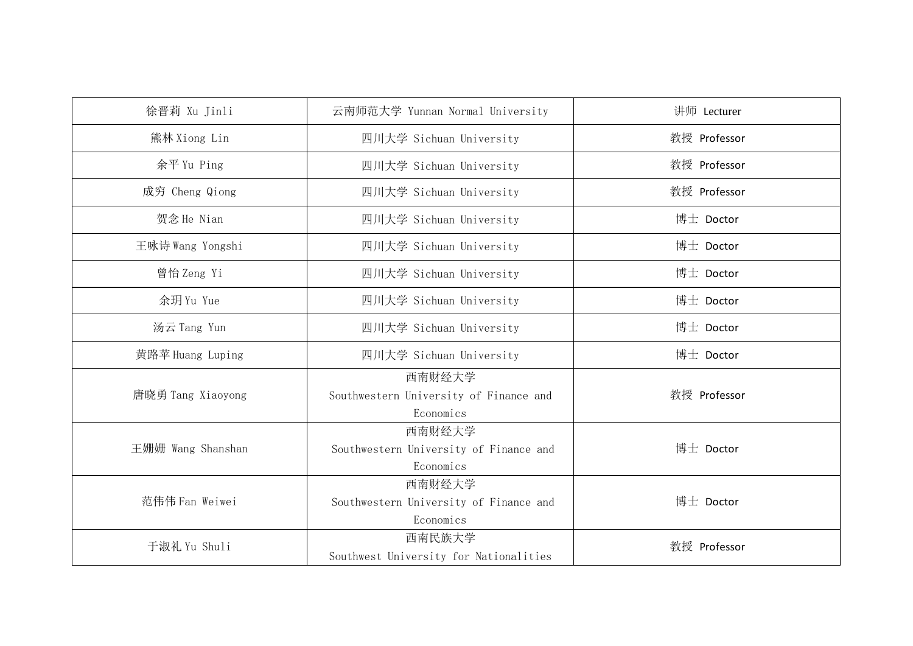| | | |
|---|---|---|
| 徐晋莉 Xu Jinli | 云南师范大学 Yunnan Normal University | 讲师 Lecturer |
| 熊林 Xiong Lin | 四川大学 Sichuan University | 教授 Professor |
| 余平 Yu Ping | 四川大学 Sichuan University | 教授 Professor |
| 成穷 Cheng Qiong | 四川大学 Sichuan University | 教授 Professor |
| 贺念 He Nian | 四川大学 Sichuan University | 博士 Doctor |
| 王咏诗 Wang Yongshi | 四川大学 Sichuan University | 博士 Doctor |
| 曾怡 Zeng Yi | 四川大学 Sichuan University | 博士 Doctor |
| 余玥 Yu Yue | 四川大学 Sichuan University | 博士 Doctor |
| 汤云 Tang Yun | 四川大学 Sichuan University | 博士 Doctor |
| 黄路苹 Huang Luping | 四川大学 Sichuan University | 博士 Doctor |
| 唐晓勇 Tang Xiaoyong | 西南财经大学 Southwestern University of Finance and Economics | 教授 Professor |
| 王姗姗 Wang Shanshan | 西南财经大学 Southwestern University of Finance and Economics | 博士 Doctor |
| 范伟伟 Fan Weiwei | 西南财经大学 Southwestern University of Finance and Economics | 博士 Doctor |
| 于淑礼 Yu Shuli | 西南民族大学 Southwest University for Nationalities | 教授 Professor |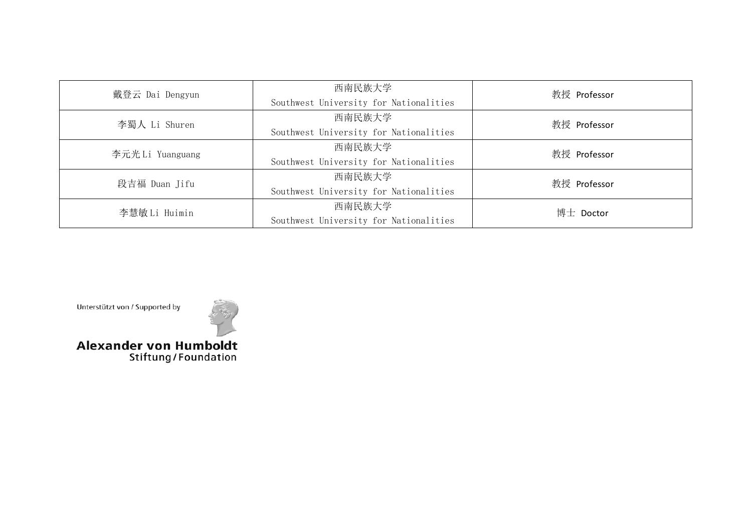| | | |
|---|---|---|
| 戴登云 Dai Dengyun | 西南民族大学 Southwest University for Nationalities | 教授 Professor |
| 李蜀人 Li Shuren | 西南民族大学 Southwest University for Nationalities | 教授 Professor |
| 李元光 Li Yuanguang | 西南民族大学 Southwest University for Nationalities | 教授 Professor |
| 段吉福 Duan Jifu | 西南民族大学 Southwest University for Nationalities | 教授 Professor |
| 李慧敏 Li Huimin | 西南民族大学 Southwest University for Nationalities | 博士 Doctor |

Unterstützt von / Supported by

Alexander von Humboldt Stiftung / Foundation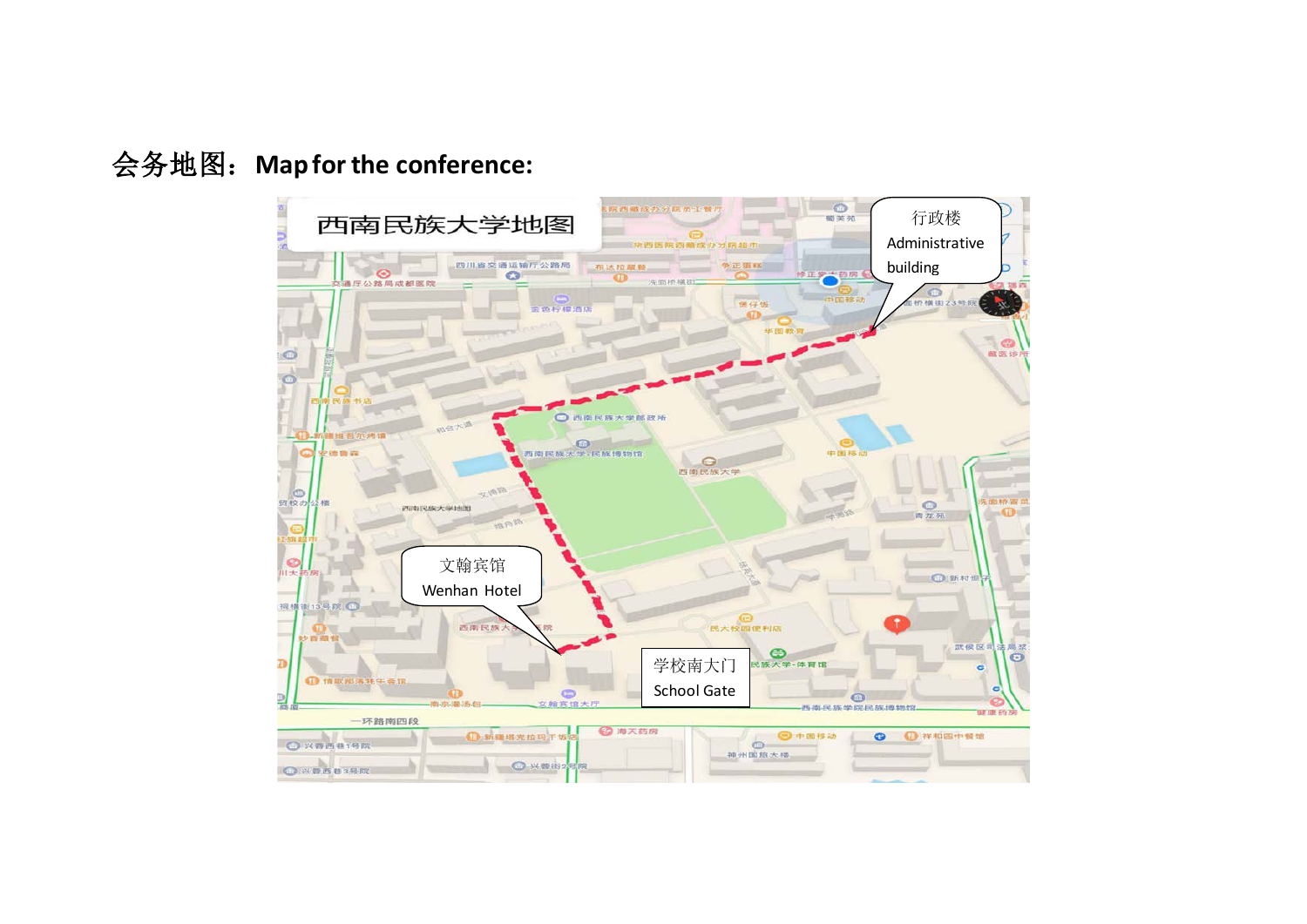**会务地图：Map for the conference:**

西南民族大学地图

行政楼
Administrative building

文翰宾馆
Wenhan Hotel

学校南大门
School Gate